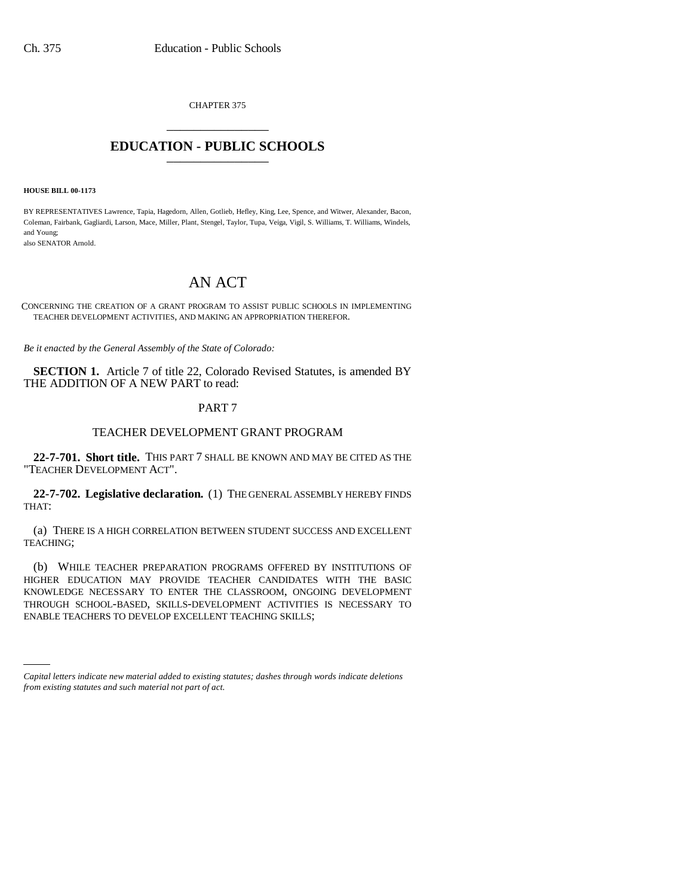CHAPTER 375

# EDUCATION - PUBLIC SCHOOLS

**HOUSE BILL 00-1173**

BY REPRESENTATIVES Lawrence, Tapia, Hagedorn, Allen, Gotlieb, Hefley, King, Lee, Spence, and Witwer, Alexander, Bacon, Coleman, Fairbank, Gagliardi, Larson, Mace, Miller, Plant, Stengel, Taylor, Tupa, Veiga, Vigil, S. Williams, T. Williams, Windels, and Young;
also SENATOR Arnold.

## AN ACT

CONCERNING THE CREATION OF A GRANT PROGRAM TO ASSIST PUBLIC SCHOOLS IN IMPLEMENTING TEACHER DEVELOPMENT ACTIVITIES, AND MAKING AN APPROPRIATION THEREFOR.

*Be it enacted by the General Assembly of the State of Colorado:*

**SECTION 1.** Article 7 of title 22, Colorado Revised Statutes, is amended BY THE ADDITION OF A NEW PART to read:

PART 7

TEACHER DEVELOPMENT GRANT PROGRAM

**22-7-701. Short title.** THIS PART 7 SHALL BE KNOWN AND MAY BE CITED AS THE "TEACHER DEVELOPMENT ACT".

**22-7-702. Legislative declaration.** (1) THE GENERAL ASSEMBLY HEREBY FINDS THAT:

(a) THERE IS A HIGH CORRELATION BETWEEN STUDENT SUCCESS AND EXCELLENT TEACHING;

(b) WHILE TEACHER PREPARATION PROGRAMS OFFERED BY INSTITUTIONS OF HIGHER EDUCATION MAY PROVIDE TEACHER CANDIDATES WITH THE BASIC KNOWLEDGE NECESSARY TO ENTER THE CLASSROOM, ONGOING DEVELOPMENT THROUGH SCHOOL-BASED, SKILLS-DEVELOPMENT ACTIVITIES IS NECESSARY TO ENABLE TEACHERS TO DEVELOP EXCELLENT TEACHING SKILLS;

*Capital letters indicate new material added to existing statutes; dashes through words indicate deletions from existing statutes and such material not part of act.*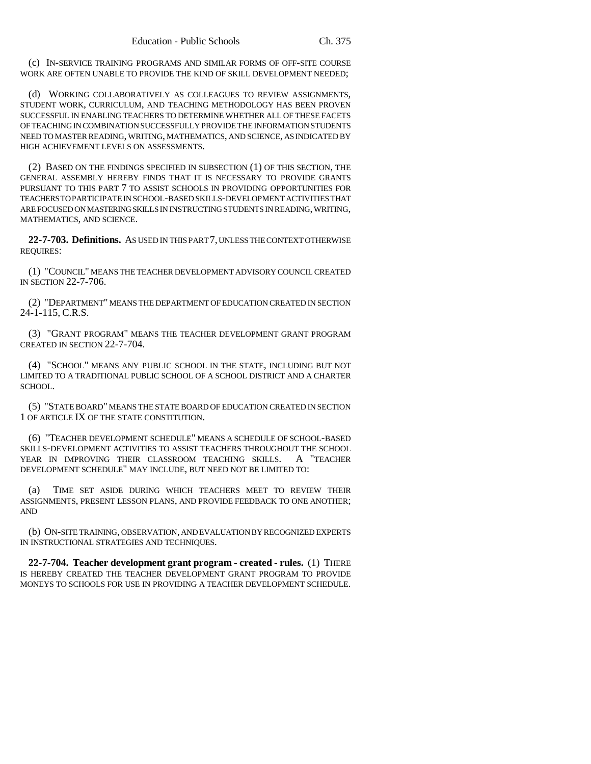(c) IN-SERVICE TRAINING PROGRAMS AND SIMILAR FORMS OF OFF-SITE COURSE WORK ARE OFTEN UNABLE TO PROVIDE THE KIND OF SKILL DEVELOPMENT NEEDED;

(d) WORKING COLLABORATIVELY AS COLLEAGUES TO REVIEW ASSIGNMENTS, STUDENT WORK, CURRICULUM, AND TEACHING METHODOLOGY HAS BEEN PROVEN SUCCESSFUL IN ENABLING TEACHERS TO DETERMINE WHETHER ALL OF THESE FACETS OF TEACHING IN COMBINATION SUCCESSFULLY PROVIDE THE INFORMATION STUDENTS NEED TO MASTER READING, WRITING, MATHEMATICS, AND SCIENCE, AS INDICATED BY HIGH ACHIEVEMENT LEVELS ON ASSESSMENTS.

(2) BASED ON THE FINDINGS SPECIFIED IN SUBSECTION (1) OF THIS SECTION, THE GENERAL ASSEMBLY HEREBY FINDS THAT IT IS NECESSARY TO PROVIDE GRANTS PURSUANT TO THIS PART 7 TO ASSIST SCHOOLS IN PROVIDING OPPORTUNITIES FOR TEACHERS TO PARTICIPATE IN SCHOOL-BASED SKILLS-DEVELOPMENT ACTIVITIES THAT ARE FOCUSED ON MASTERING SKILLS IN INSTRUCTING STUDENTS IN READING, WRITING, MATHEMATICS, AND SCIENCE.

**22-7-703. Definitions.** AS USED IN THIS PART 7, UNLESS THE CONTEXT OTHERWISE REQUIRES:

(1) "COUNCIL" MEANS THE TEACHER DEVELOPMENT ADVISORY COUNCIL CREATED IN SECTION 22-7-706.

(2) "DEPARTMENT" MEANS THE DEPARTMENT OF EDUCATION CREATED IN SECTION 24-1-115, C.R.S.

(3) "GRANT PROGRAM" MEANS THE TEACHER DEVELOPMENT GRANT PROGRAM CREATED IN SECTION 22-7-704.

(4) "SCHOOL" MEANS ANY PUBLIC SCHOOL IN THE STATE, INCLUDING BUT NOT LIMITED TO A TRADITIONAL PUBLIC SCHOOL OF A SCHOOL DISTRICT AND A CHARTER SCHOOL.

(5) "STATE BOARD" MEANS THE STATE BOARD OF EDUCATION CREATED IN SECTION 1 OF ARTICLE IX OF THE STATE CONSTITUTION.

(6) "TEACHER DEVELOPMENT SCHEDULE" MEANS A SCHEDULE OF SCHOOL-BASED SKILLS-DEVELOPMENT ACTIVITIES TO ASSIST TEACHERS THROUGHOUT THE SCHOOL YEAR IN IMPROVING THEIR CLASSROOM TEACHING SKILLS. A "TEACHER DEVELOPMENT SCHEDULE" MAY INCLUDE, BUT NEED NOT BE LIMITED TO:

(a) TIME SET ASIDE DURING WHICH TEACHERS MEET TO REVIEW THEIR ASSIGNMENTS, PRESENT LESSON PLANS, AND PROVIDE FEEDBACK TO ONE ANOTHER; AND

(b) ON-SITE TRAINING, OBSERVATION, AND EVALUATION BY RECOGNIZED EXPERTS IN INSTRUCTIONAL STRATEGIES AND TECHNIQUES.

**22-7-704. Teacher development grant program - created - rules.** (1) THERE IS HEREBY CREATED THE TEACHER DEVELOPMENT GRANT PROGRAM TO PROVIDE MONEYS TO SCHOOLS FOR USE IN PROVIDING A TEACHER DEVELOPMENT SCHEDULE.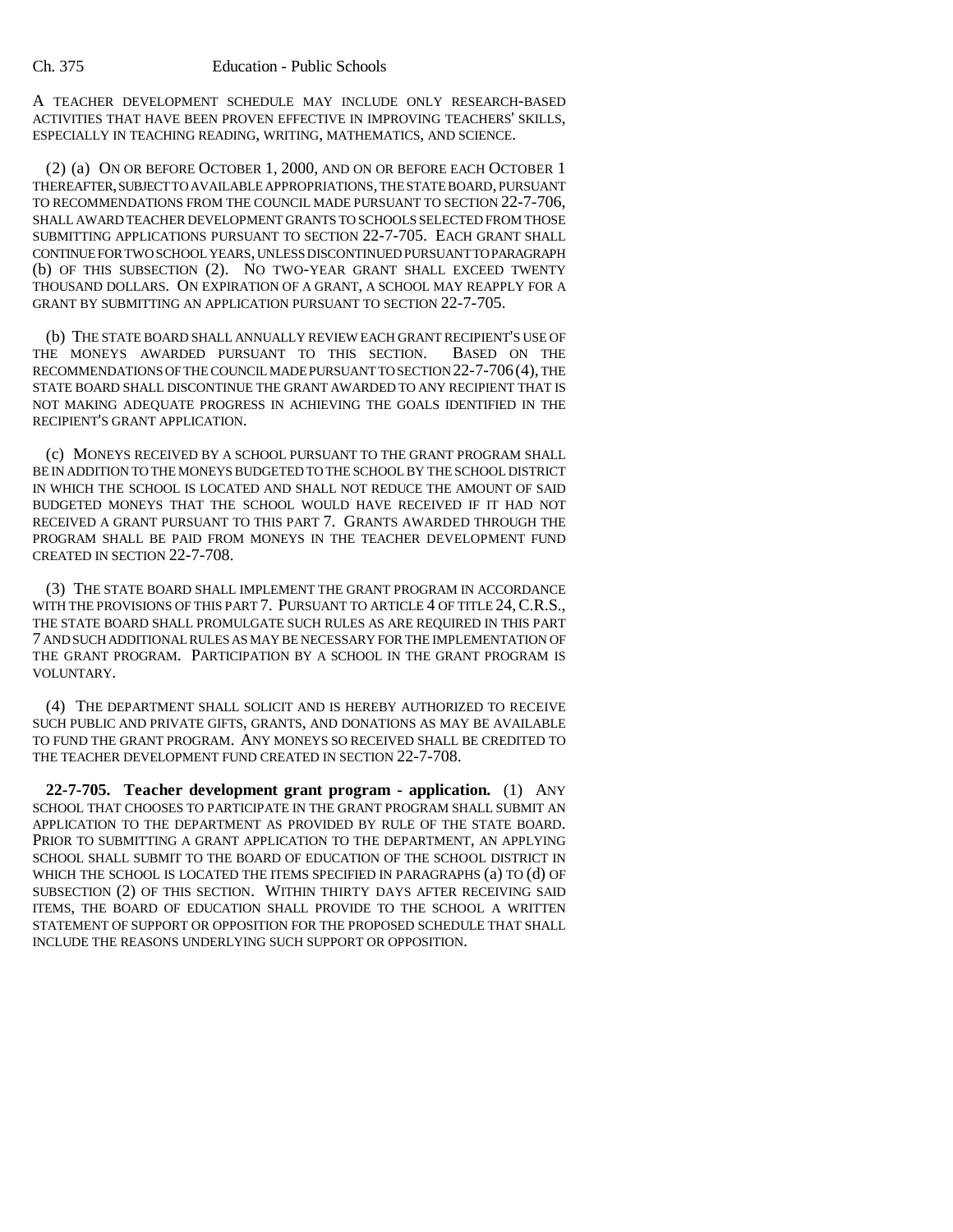A TEACHER DEVELOPMENT SCHEDULE MAY INCLUDE ONLY RESEARCH-BASED ACTIVITIES THAT HAVE BEEN PROVEN EFFECTIVE IN IMPROVING TEACHERS' SKILLS, ESPECIALLY IN TEACHING READING, WRITING, MATHEMATICS, AND SCIENCE.

(2) (a) ON OR BEFORE OCTOBER 1, 2000, AND ON OR BEFORE EACH OCTOBER 1 THEREAFTER, SUBJECT TO AVAILABLE APPROPRIATIONS, THE STATE BOARD, PURSUANT TO RECOMMENDATIONS FROM THE COUNCIL MADE PURSUANT TO SECTION 22-7-706, SHALL AWARD TEACHER DEVELOPMENT GRANTS TO SCHOOLS SELECTED FROM THOSE SUBMITTING APPLICATIONS PURSUANT TO SECTION 22-7-705. EACH GRANT SHALL CONTINUE FOR TWO SCHOOL YEARS, UNLESS DISCONTINUED PURSUANT TO PARAGRAPH (b) OF THIS SUBSECTION (2). NO TWO-YEAR GRANT SHALL EXCEED TWENTY THOUSAND DOLLARS. ON EXPIRATION OF A GRANT, A SCHOOL MAY REAPPLY FOR A GRANT BY SUBMITTING AN APPLICATION PURSUANT TO SECTION 22-7-705.

(b) THE STATE BOARD SHALL ANNUALLY REVIEW EACH GRANT RECIPIENT'S USE OF THE MONEYS AWARDED PURSUANT TO THIS SECTION. BASED ON THE RECOMMENDATIONS OF THE COUNCIL MADE PURSUANT TO SECTION 22-7-706 (4), THE STATE BOARD SHALL DISCONTINUE THE GRANT AWARDED TO ANY RECIPIENT THAT IS NOT MAKING ADEQUATE PROGRESS IN ACHIEVING THE GOALS IDENTIFIED IN THE RECIPIENT'S GRANT APPLICATION.

(c) MONEYS RECEIVED BY A SCHOOL PURSUANT TO THE GRANT PROGRAM SHALL BE IN ADDITION TO THE MONEYS BUDGETED TO THE SCHOOL BY THE SCHOOL DISTRICT IN WHICH THE SCHOOL IS LOCATED AND SHALL NOT REDUCE THE AMOUNT OF SAID BUDGETED MONEYS THAT THE SCHOOL WOULD HAVE RECEIVED IF IT HAD NOT RECEIVED A GRANT PURSUANT TO THIS PART 7. GRANTS AWARDED THROUGH THE PROGRAM SHALL BE PAID FROM MONEYS IN THE TEACHER DEVELOPMENT FUND CREATED IN SECTION 22-7-708.

(3) THE STATE BOARD SHALL IMPLEMENT THE GRANT PROGRAM IN ACCORDANCE WITH THE PROVISIONS OF THIS PART 7. PURSUANT TO ARTICLE 4 OF TITLE 24, C.R.S., THE STATE BOARD SHALL PROMULGATE SUCH RULES AS ARE REQUIRED IN THIS PART 7 AND SUCH ADDITIONAL RULES AS MAY BE NECESSARY FOR THE IMPLEMENTATION OF THE GRANT PROGRAM. PARTICIPATION BY A SCHOOL IN THE GRANT PROGRAM IS VOLUNTARY.

(4) THE DEPARTMENT SHALL SOLICIT AND IS HEREBY AUTHORIZED TO RECEIVE SUCH PUBLIC AND PRIVATE GIFTS, GRANTS, AND DONATIONS AS MAY BE AVAILABLE TO FUND THE GRANT PROGRAM. ANY MONEYS SO RECEIVED SHALL BE CREDITED TO THE TEACHER DEVELOPMENT FUND CREATED IN SECTION 22-7-708.

**22-7-705. Teacher development grant program - application.** (1) ANY SCHOOL THAT CHOOSES TO PARTICIPATE IN THE GRANT PROGRAM SHALL SUBMIT AN APPLICATION TO THE DEPARTMENT AS PROVIDED BY RULE OF THE STATE BOARD. PRIOR TO SUBMITTING A GRANT APPLICATION TO THE DEPARTMENT, AN APPLYING SCHOOL SHALL SUBMIT TO THE BOARD OF EDUCATION OF THE SCHOOL DISTRICT IN WHICH THE SCHOOL IS LOCATED THE ITEMS SPECIFIED IN PARAGRAPHS (a) TO (d) OF SUBSECTION (2) OF THIS SECTION. WITHIN THIRTY DAYS AFTER RECEIVING SAID ITEMS, THE BOARD OF EDUCATION SHALL PROVIDE TO THE SCHOOL A WRITTEN STATEMENT OF SUPPORT OR OPPOSITION FOR THE PROPOSED SCHEDULE THAT SHALL INCLUDE THE REASONS UNDERLYING SUCH SUPPORT OR OPPOSITION.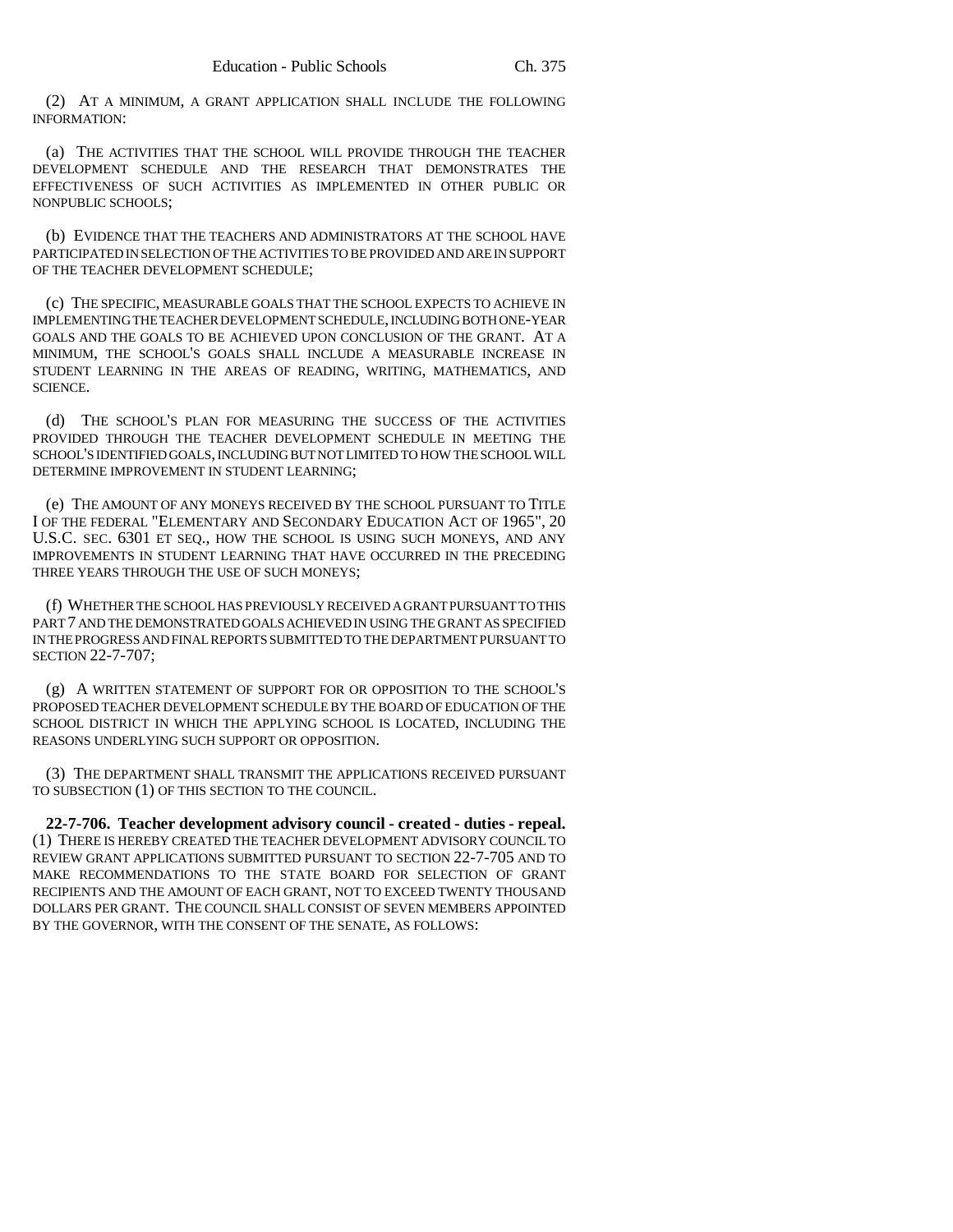(2) AT A MINIMUM, A GRANT APPLICATION SHALL INCLUDE THE FOLLOWING INFORMATION:

(a) THE ACTIVITIES THAT THE SCHOOL WILL PROVIDE THROUGH THE TEACHER DEVELOPMENT SCHEDULE AND THE RESEARCH THAT DEMONSTRATES THE EFFECTIVENESS OF SUCH ACTIVITIES AS IMPLEMENTED IN OTHER PUBLIC OR NONPUBLIC SCHOOLS;

(b) EVIDENCE THAT THE TEACHERS AND ADMINISTRATORS AT THE SCHOOL HAVE PARTICIPATED IN SELECTION OF THE ACTIVITIES TO BE PROVIDED AND ARE IN SUPPORT OF THE TEACHER DEVELOPMENT SCHEDULE;

(c) THE SPECIFIC, MEASURABLE GOALS THAT THE SCHOOL EXPECTS TO ACHIEVE IN IMPLEMENTING THE TEACHER DEVELOPMENT SCHEDULE, INCLUDING BOTH ONE-YEAR GOALS AND THE GOALS TO BE ACHIEVED UPON CONCLUSION OF THE GRANT. AT A MINIMUM, THE SCHOOL'S GOALS SHALL INCLUDE A MEASURABLE INCREASE IN STUDENT LEARNING IN THE AREAS OF READING, WRITING, MATHEMATICS, AND SCIENCE.

(d) THE SCHOOL'S PLAN FOR MEASURING THE SUCCESS OF THE ACTIVITIES PROVIDED THROUGH THE TEACHER DEVELOPMENT SCHEDULE IN MEETING THE SCHOOL'S IDENTIFIED GOALS, INCLUDING BUT NOT LIMITED TO HOW THE SCHOOL WILL DETERMINE IMPROVEMENT IN STUDENT LEARNING;

(e) THE AMOUNT OF ANY MONEYS RECEIVED BY THE SCHOOL PURSUANT TO TITLE I OF THE FEDERAL "ELEMENTARY AND SECONDARY EDUCATION ACT OF 1965", 20 U.S.C. SEC. 6301 ET SEQ., HOW THE SCHOOL IS USING SUCH MONEYS, AND ANY IMPROVEMENTS IN STUDENT LEARNING THAT HAVE OCCURRED IN THE PRECEDING THREE YEARS THROUGH THE USE OF SUCH MONEYS;

(f) WHETHER THE SCHOOL HAS PREVIOUSLY RECEIVED A GRANT PURSUANT TO THIS PART 7 AND THE DEMONSTRATED GOALS ACHIEVED IN USING THE GRANT AS SPECIFIED IN THE PROGRESS AND FINAL REPORTS SUBMITTED TO THE DEPARTMENT PURSUANT TO SECTION 22-7-707;

(g) A WRITTEN STATEMENT OF SUPPORT FOR OR OPPOSITION TO THE SCHOOL'S PROPOSED TEACHER DEVELOPMENT SCHEDULE BY THE BOARD OF EDUCATION OF THE SCHOOL DISTRICT IN WHICH THE APPLYING SCHOOL IS LOCATED, INCLUDING THE REASONS UNDERLYING SUCH SUPPORT OR OPPOSITION.

(3) THE DEPARTMENT SHALL TRANSMIT THE APPLICATIONS RECEIVED PURSUANT TO SUBSECTION (1) OF THIS SECTION TO THE COUNCIL.

**22-7-706. Teacher development advisory council - created - duties - repeal.** (1) THERE IS HEREBY CREATED THE TEACHER DEVELOPMENT ADVISORY COUNCIL TO REVIEW GRANT APPLICATIONS SUBMITTED PURSUANT TO SECTION 22-7-705 AND TO MAKE RECOMMENDATIONS TO THE STATE BOARD FOR SELECTION OF GRANT RECIPIENTS AND THE AMOUNT OF EACH GRANT, NOT TO EXCEED TWENTY THOUSAND DOLLARS PER GRANT. THE COUNCIL SHALL CONSIST OF SEVEN MEMBERS APPOINTED BY THE GOVERNOR, WITH THE CONSENT OF THE SENATE, AS FOLLOWS: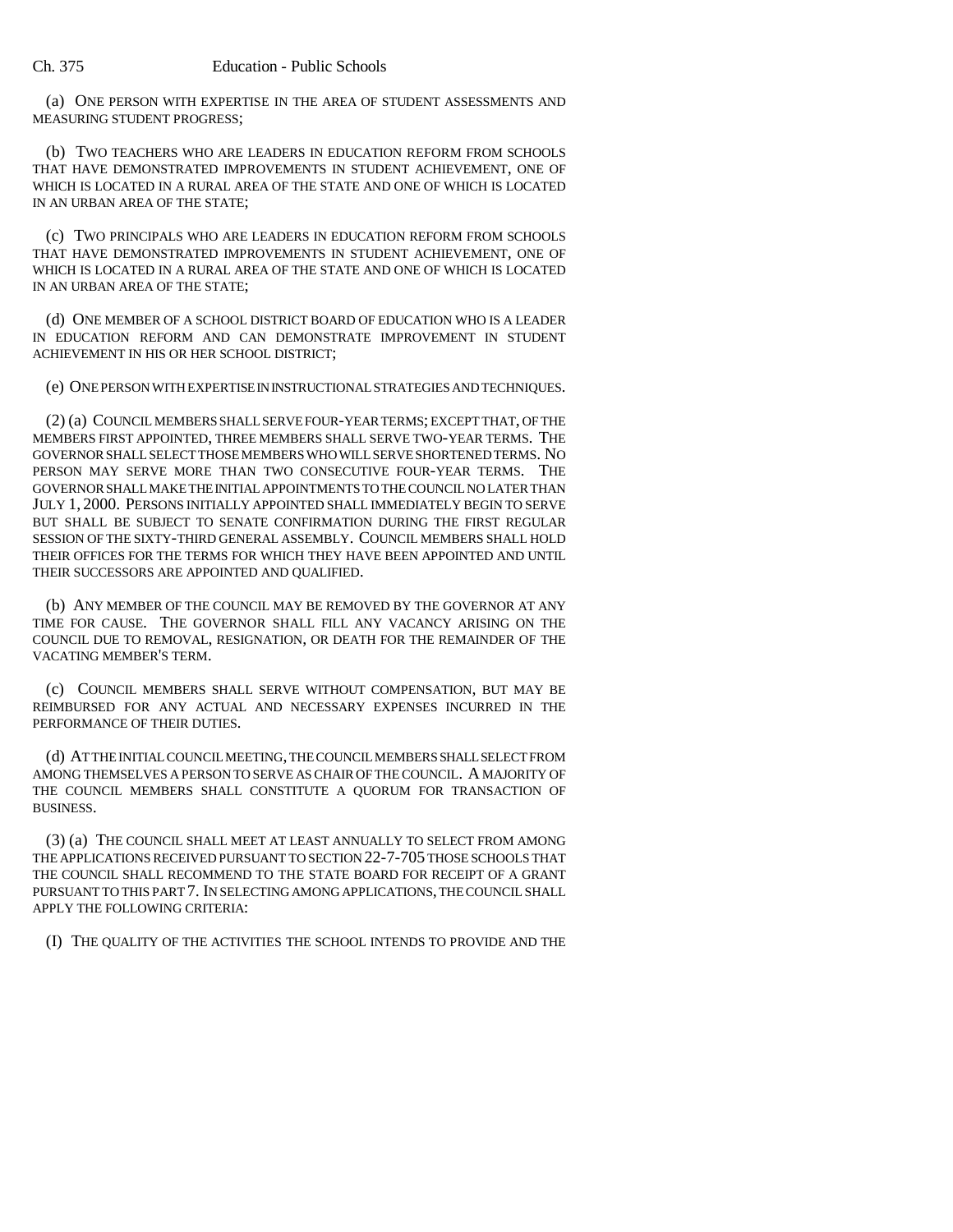(a) ONE PERSON WITH EXPERTISE IN THE AREA OF STUDENT ASSESSMENTS AND MEASURING STUDENT PROGRESS;

(b) TWO TEACHERS WHO ARE LEADERS IN EDUCATION REFORM FROM SCHOOLS THAT HAVE DEMONSTRATED IMPROVEMENTS IN STUDENT ACHIEVEMENT, ONE OF WHICH IS LOCATED IN A RURAL AREA OF THE STATE AND ONE OF WHICH IS LOCATED IN AN URBAN AREA OF THE STATE;

(c) TWO PRINCIPALS WHO ARE LEADERS IN EDUCATION REFORM FROM SCHOOLS THAT HAVE DEMONSTRATED IMPROVEMENTS IN STUDENT ACHIEVEMENT, ONE OF WHICH IS LOCATED IN A RURAL AREA OF THE STATE AND ONE OF WHICH IS LOCATED IN AN URBAN AREA OF THE STATE;

(d) ONE MEMBER OF A SCHOOL DISTRICT BOARD OF EDUCATION WHO IS A LEADER IN EDUCATION REFORM AND CAN DEMONSTRATE IMPROVEMENT IN STUDENT ACHIEVEMENT IN HIS OR HER SCHOOL DISTRICT;

(e) ONE PERSON WITH EXPERTISE IN INSTRUCTIONAL STRATEGIES AND TECHNIQUES.

(2) (a) COUNCIL MEMBERS SHALL SERVE FOUR-YEAR TERMS; EXCEPT THAT, OF THE MEMBERS FIRST APPOINTED, THREE MEMBERS SHALL SERVE TWO-YEAR TERMS. THE GOVERNOR SHALL SELECT THOSE MEMBERS WHO WILL SERVE SHORTENED TERMS. NO PERSON MAY SERVE MORE THAN TWO CONSECUTIVE FOUR-YEAR TERMS. THE GOVERNOR SHALL MAKE THE INITIAL APPOINTMENTS TO THE COUNCIL NO LATER THAN JULY 1, 2000. PERSONS INITIALLY APPOINTED SHALL IMMEDIATELY BEGIN TO SERVE BUT SHALL BE SUBJECT TO SENATE CONFIRMATION DURING THE FIRST REGULAR SESSION OF THE SIXTY-THIRD GENERAL ASSEMBLY. COUNCIL MEMBERS SHALL HOLD THEIR OFFICES FOR THE TERMS FOR WHICH THEY HAVE BEEN APPOINTED AND UNTIL THEIR SUCCESSORS ARE APPOINTED AND QUALIFIED.

(b) ANY MEMBER OF THE COUNCIL MAY BE REMOVED BY THE GOVERNOR AT ANY TIME FOR CAUSE. THE GOVERNOR SHALL FILL ANY VACANCY ARISING ON THE COUNCIL DUE TO REMOVAL, RESIGNATION, OR DEATH FOR THE REMAINDER OF THE VACATING MEMBER'S TERM.

(c) COUNCIL MEMBERS SHALL SERVE WITHOUT COMPENSATION, BUT MAY BE REIMBURSED FOR ANY ACTUAL AND NECESSARY EXPENSES INCURRED IN THE PERFORMANCE OF THEIR DUTIES.

(d) AT THE INITIAL COUNCIL MEETING, THE COUNCIL MEMBERS SHALL SELECT FROM AMONG THEMSELVES A PERSON TO SERVE AS CHAIR OF THE COUNCIL. A MAJORITY OF THE COUNCIL MEMBERS SHALL CONSTITUTE A QUORUM FOR TRANSACTION OF BUSINESS.

(3) (a) THE COUNCIL SHALL MEET AT LEAST ANNUALLY TO SELECT FROM AMONG THE APPLICATIONS RECEIVED PURSUANT TO SECTION 22-7-705 THOSE SCHOOLS THAT THE COUNCIL SHALL RECOMMEND TO THE STATE BOARD FOR RECEIPT OF A GRANT PURSUANT TO THIS PART 7. IN SELECTING AMONG APPLICATIONS, THE COUNCIL SHALL APPLY THE FOLLOWING CRITERIA:

(I) THE QUALITY OF THE ACTIVITIES THE SCHOOL INTENDS TO PROVIDE AND THE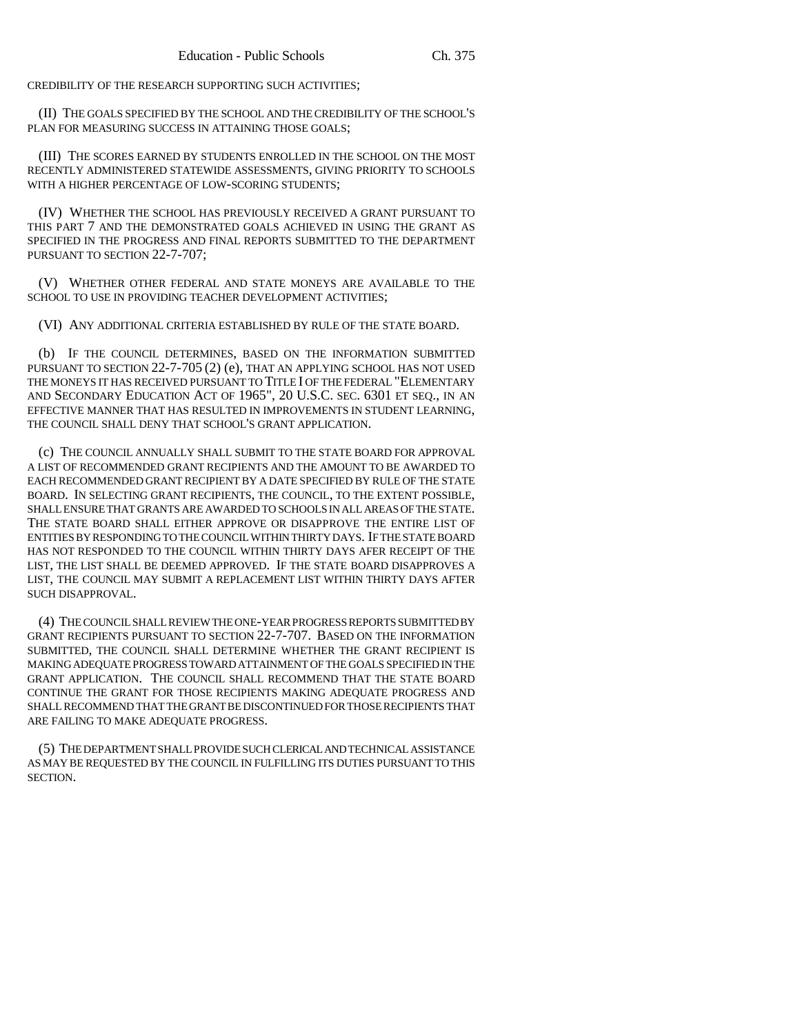CREDIBILITY OF THE RESEARCH SUPPORTING SUCH ACTIVITIES;

(II) THE GOALS SPECIFIED BY THE SCHOOL AND THE CREDIBILITY OF THE SCHOOL'S PLAN FOR MEASURING SUCCESS IN ATTAINING THOSE GOALS;

(III) THE SCORES EARNED BY STUDENTS ENROLLED IN THE SCHOOL ON THE MOST RECENTLY ADMINISTERED STATEWIDE ASSESSMENTS, GIVING PRIORITY TO SCHOOLS WITH A HIGHER PERCENTAGE OF LOW-SCORING STUDENTS;

(IV) WHETHER THE SCHOOL HAS PREVIOUSLY RECEIVED A GRANT PURSUANT TO THIS PART 7 AND THE DEMONSTRATED GOALS ACHIEVED IN USING THE GRANT AS SPECIFIED IN THE PROGRESS AND FINAL REPORTS SUBMITTED TO THE DEPARTMENT PURSUANT TO SECTION 22-7-707;

(V) WHETHER OTHER FEDERAL AND STATE MONEYS ARE AVAILABLE TO THE SCHOOL TO USE IN PROVIDING TEACHER DEVELOPMENT ACTIVITIES;

(VI) ANY ADDITIONAL CRITERIA ESTABLISHED BY RULE OF THE STATE BOARD.

(b) IF THE COUNCIL DETERMINES, BASED ON THE INFORMATION SUBMITTED PURSUANT TO SECTION 22-7-705 (2) (e), THAT AN APPLYING SCHOOL HAS NOT USED THE MONEYS IT HAS RECEIVED PURSUANT TO TITLE I OF THE FEDERAL "ELEMENTARY AND SECONDARY EDUCATION ACT OF 1965", 20 U.S.C. SEC. 6301 ET SEQ., IN AN EFFECTIVE MANNER THAT HAS RESULTED IN IMPROVEMENTS IN STUDENT LEARNING, THE COUNCIL SHALL DENY THAT SCHOOL'S GRANT APPLICATION.

(c) THE COUNCIL ANNUALLY SHALL SUBMIT TO THE STATE BOARD FOR APPROVAL A LIST OF RECOMMENDED GRANT RECIPIENTS AND THE AMOUNT TO BE AWARDED TO EACH RECOMMENDED GRANT RECIPIENT BY A DATE SPECIFIED BY RULE OF THE STATE BOARD. IN SELECTING GRANT RECIPIENTS, THE COUNCIL, TO THE EXTENT POSSIBLE, SHALL ENSURE THAT GRANTS ARE AWARDED TO SCHOOLS IN ALL AREAS OF THE STATE. THE STATE BOARD SHALL EITHER APPROVE OR DISAPPROVE THE ENTIRE LIST OF ENTITIES BY RESPONDING TO THE COUNCIL WITHIN THIRTY DAYS. IF THE STATE BOARD HAS NOT RESPONDED TO THE COUNCIL WITHIN THIRTY DAYS AFER RECEIPT OF THE LIST, THE LIST SHALL BE DEEMED APPROVED. IF THE STATE BOARD DISAPPROVES A LIST, THE COUNCIL MAY SUBMIT A REPLACEMENT LIST WITHIN THIRTY DAYS AFTER SUCH DISAPPROVAL.

(4) THE COUNCIL SHALL REVIEW THE ONE-YEAR PROGRESS REPORTS SUBMITTED BY GRANT RECIPIENTS PURSUANT TO SECTION 22-7-707. BASED ON THE INFORMATION SUBMITTED, THE COUNCIL SHALL DETERMINE WHETHER THE GRANT RECIPIENT IS MAKING ADEQUATE PROGRESS TOWARD ATTAINMENT OF THE GOALS SPECIFIED IN THE GRANT APPLICATION. THE COUNCIL SHALL RECOMMEND THAT THE STATE BOARD CONTINUE THE GRANT FOR THOSE RECIPIENTS MAKING ADEQUATE PROGRESS AND SHALL RECOMMEND THAT THE GRANT BE DISCONTINUED FOR THOSE RECIPIENTS THAT ARE FAILING TO MAKE ADEQUATE PROGRESS.

(5) THE DEPARTMENT SHALL PROVIDE SUCH CLERICAL AND TECHNICAL ASSISTANCE AS MAY BE REQUESTED BY THE COUNCIL IN FULFILLING ITS DUTIES PURSUANT TO THIS SECTION.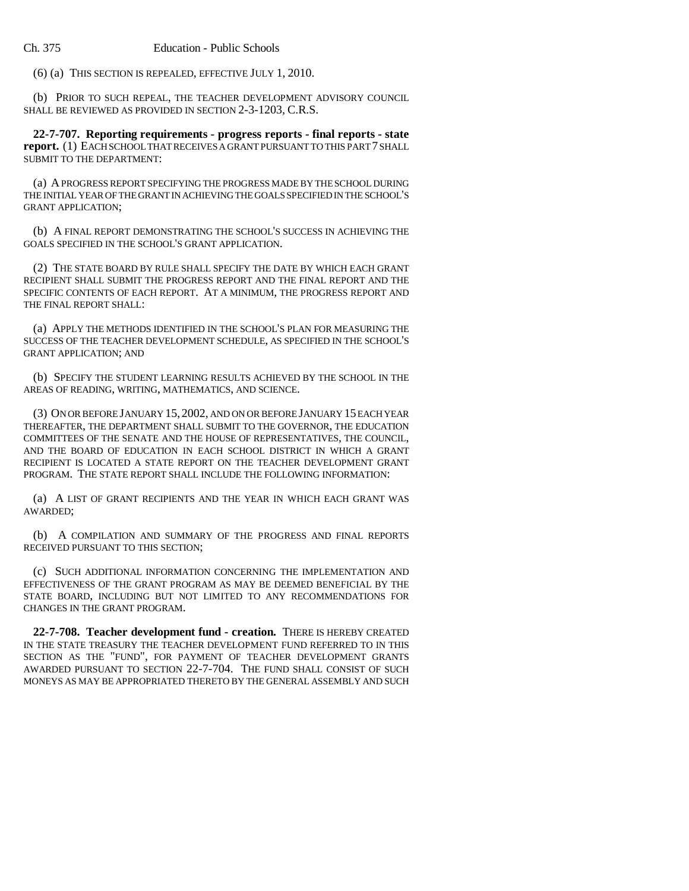(6) (a) THIS SECTION IS REPEALED, EFFECTIVE JULY 1, 2010.

(b) PRIOR TO SUCH REPEAL, THE TEACHER DEVELOPMENT ADVISORY COUNCIL SHALL BE REVIEWED AS PROVIDED IN SECTION 2-3-1203, C.R.S.

**22-7-707. Reporting requirements - progress reports - final reports - state report.** (1) EACH SCHOOL THAT RECEIVES A GRANT PURSUANT TO THIS PART 7 SHALL SUBMIT TO THE DEPARTMENT:

(a) A PROGRESS REPORT SPECIFYING THE PROGRESS MADE BY THE SCHOOL DURING THE INITIAL YEAR OF THE GRANT IN ACHIEVING THE GOALS SPECIFIED IN THE SCHOOL'S GRANT APPLICATION;

(b) A FINAL REPORT DEMONSTRATING THE SCHOOL'S SUCCESS IN ACHIEVING THE GOALS SPECIFIED IN THE SCHOOL'S GRANT APPLICATION.

(2) THE STATE BOARD BY RULE SHALL SPECIFY THE DATE BY WHICH EACH GRANT RECIPIENT SHALL SUBMIT THE PROGRESS REPORT AND THE FINAL REPORT AND THE SPECIFIC CONTENTS OF EACH REPORT. AT A MINIMUM, THE PROGRESS REPORT AND THE FINAL REPORT SHALL:

(a) APPLY THE METHODS IDENTIFIED IN THE SCHOOL'S PLAN FOR MEASURING THE SUCCESS OF THE TEACHER DEVELOPMENT SCHEDULE, AS SPECIFIED IN THE SCHOOL'S GRANT APPLICATION; AND

(b) SPECIFY THE STUDENT LEARNING RESULTS ACHIEVED BY THE SCHOOL IN THE AREAS OF READING, WRITING, MATHEMATICS, AND SCIENCE.

(3) ON OR BEFORE JANUARY 15, 2002, AND ON OR BEFORE JANUARY 15 EACH YEAR THEREAFTER, THE DEPARTMENT SHALL SUBMIT TO THE GOVERNOR, THE EDUCATION COMMITTEES OF THE SENATE AND THE HOUSE OF REPRESENTATIVES, THE COUNCIL, AND THE BOARD OF EDUCATION IN EACH SCHOOL DISTRICT IN WHICH A GRANT RECIPIENT IS LOCATED A STATE REPORT ON THE TEACHER DEVELOPMENT GRANT PROGRAM. THE STATE REPORT SHALL INCLUDE THE FOLLOWING INFORMATION:

(a) A LIST OF GRANT RECIPIENTS AND THE YEAR IN WHICH EACH GRANT WAS AWARDED;

(b) A COMPILATION AND SUMMARY OF THE PROGRESS AND FINAL REPORTS RECEIVED PURSUANT TO THIS SECTION;

(c) SUCH ADDITIONAL INFORMATION CONCERNING THE IMPLEMENTATION AND EFFECTIVENESS OF THE GRANT PROGRAM AS MAY BE DEEMED BENEFICIAL BY THE STATE BOARD, INCLUDING BUT NOT LIMITED TO ANY RECOMMENDATIONS FOR CHANGES IN THE GRANT PROGRAM.

**22-7-708. Teacher development fund - creation.** THERE IS HEREBY CREATED IN THE STATE TREASURY THE TEACHER DEVELOPMENT FUND REFERRED TO IN THIS SECTION AS THE "FUND", FOR PAYMENT OF TEACHER DEVELOPMENT GRANTS AWARDED PURSUANT TO SECTION 22-7-704. THE FUND SHALL CONSIST OF SUCH MONEYS AS MAY BE APPROPRIATED THERETO BY THE GENERAL ASSEMBLY AND SUCH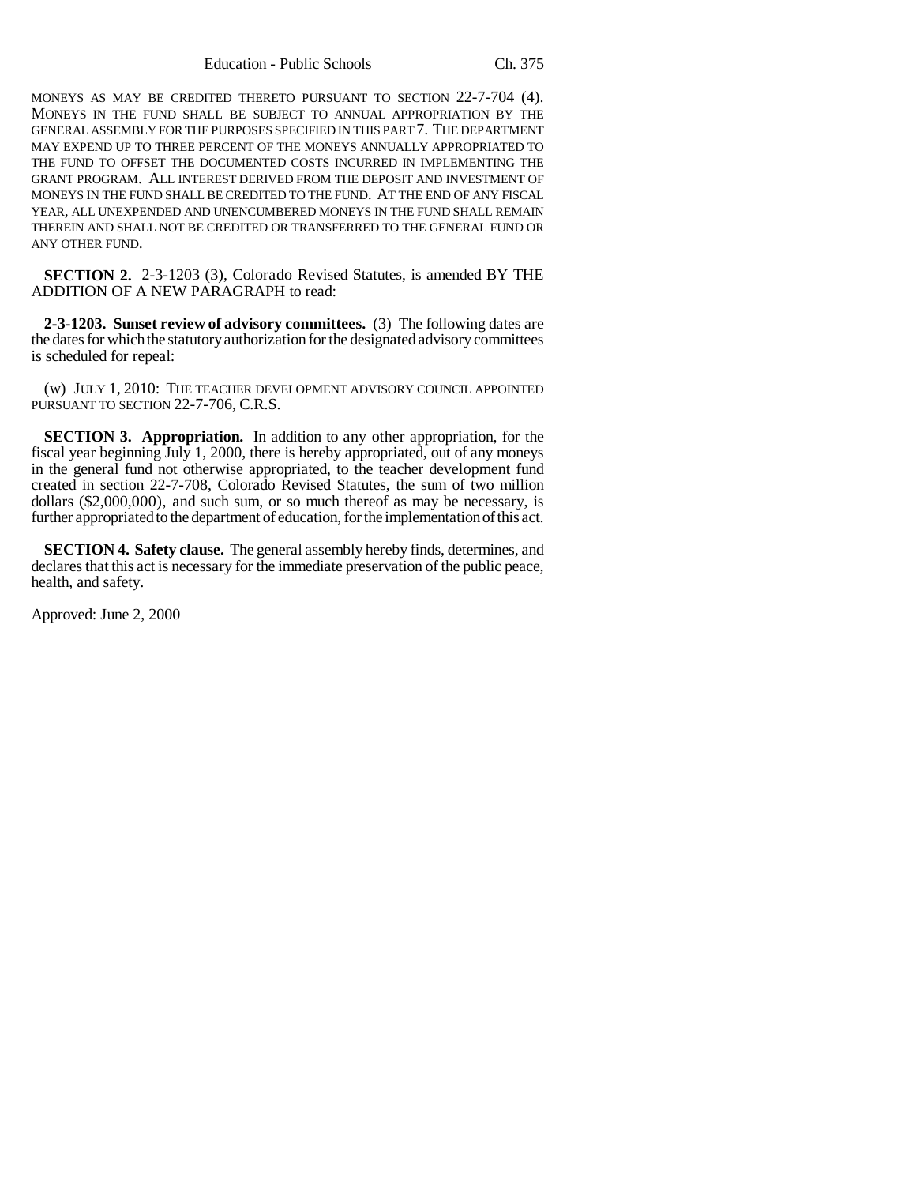MONEYS AS MAY BE CREDITED THERETO PURSUANT TO SECTION 22-7-704 (4). MONEYS IN THE FUND SHALL BE SUBJECT TO ANNUAL APPROPRIATION BY THE GENERAL ASSEMBLY FOR THE PURPOSES SPECIFIED IN THIS PART 7. THE DEPARTMENT MAY EXPEND UP TO THREE PERCENT OF THE MONEYS ANNUALLY APPROPRIATED TO THE FUND TO OFFSET THE DOCUMENTED COSTS INCURRED IN IMPLEMENTING THE GRANT PROGRAM. ALL INTEREST DERIVED FROM THE DEPOSIT AND INVESTMENT OF MONEYS IN THE FUND SHALL BE CREDITED TO THE FUND. AT THE END OF ANY FISCAL YEAR, ALL UNEXPENDED AND UNENCUMBERED MONEYS IN THE FUND SHALL REMAIN THEREIN AND SHALL NOT BE CREDITED OR TRANSFERRED TO THE GENERAL FUND OR ANY OTHER FUND.

**SECTION 2.** 2-3-1203 (3), Colorado Revised Statutes, is amended BY THE ADDITION OF A NEW PARAGRAPH to read:

**2-3-1203. Sunset review of advisory committees.** (3) The following dates are the dates for which the statutory authorization for the designated advisory committees is scheduled for repeal:

(w) JULY 1, 2010: THE TEACHER DEVELOPMENT ADVISORY COUNCIL APPOINTED PURSUANT TO SECTION 22-7-706, C.R.S.

**SECTION 3. Appropriation.** In addition to any other appropriation, for the fiscal year beginning July 1, 2000, there is hereby appropriated, out of any moneys in the general fund not otherwise appropriated, to the teacher development fund created in section 22-7-708, Colorado Revised Statutes, the sum of two million dollars ($2,000,000), and such sum, or so much thereof as may be necessary, is further appropriated to the department of education, for the implementation of this act.

**SECTION 4. Safety clause.** The general assembly hereby finds, determines, and declares that this act is necessary for the immediate preservation of the public peace, health, and safety.

Approved: June 2, 2000